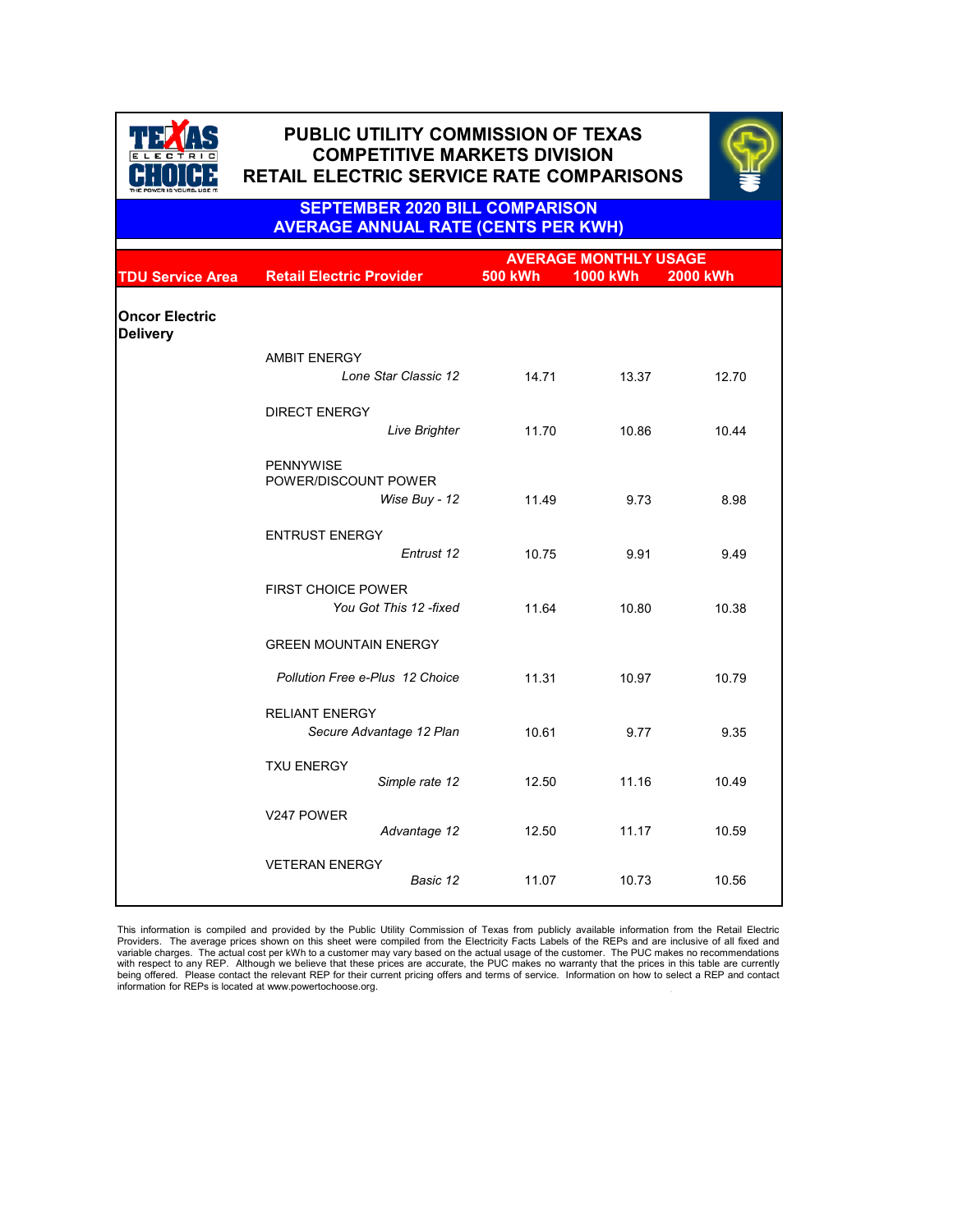# PUBLIC UTILITY COMMISSION OF TEXAS
## COMPETITIVE MARKETS DIVISION
## RETAIL ELECTRIC SERVICE RATE COMPARISONS

### SEPTEMBER 2020 BILL COMPARISON
### AVERAGE ANNUAL RATE (CENTS PER KWH)

| TDU Service Area | Retail Electric Provider | AVERAGE MONTHLY USAGE 500 kWh | 1000 kWh | 2000 kWh |
|---|---|---|---|---|
| **Oncor Electric Delivery** | | | | |
| | AMBIT ENERGY *Lone Star Classic 12* | 14.71 | 13.37 | 12.70 |
| | DIRECT ENERGY *Live Brighter* | 11.70 | 10.86 | 10.44 |
| | PENNYWISE POWER/DISCOUNT POWER *Wise Buy - 12* | 11.49 | 9.73 | 8.98 |
| | ENTRUST ENERGY *Entrust 12* | 10.75 | 9.91 | 9.49 |
| | FIRST CHOICE POWER *You Got This 12 -fixed* | 11.64 | 10.80 | 10.38 |
| | GREEN MOUNTAIN ENERGY *Pollution Free e-Plus 12 Choice* | 11.31 | 10.97 | 10.79 |
| | RELIANT ENERGY *Secure Advantage 12 Plan* | 10.61 | 9.77 | 9.35 |
| | TXU ENERGY *Simple rate 12* | 12.50 | 11.16 | 10.49 |
| | V247 POWER *Advantage 12* | 12.50 | 11.17 | 10.59 |
| | VETERAN ENERGY *Basic 12* | 11.07 | 10.73 | 10.56 |

This information is compiled and provided by the Public Utility Commission of Texas from publicly available information from the Retail Electric Providers. The average prices shown on this sheet were compiled from the Electricity Facts Labels of the REPs and are inclusive of all fixed and variable charges. The actual cost per kWh to a customer may vary based on the actual usage of the customer. The PUC makes no recommendations with respect to any REP. Although we believe that these prices are accurate, the PUC makes no warranty that the prices in this table are currently being offered. Please contact the relevant REP for their current pricing offers and terms of service. Information on how to select a REP and contact information for REPs is located at www.powertochoose.org.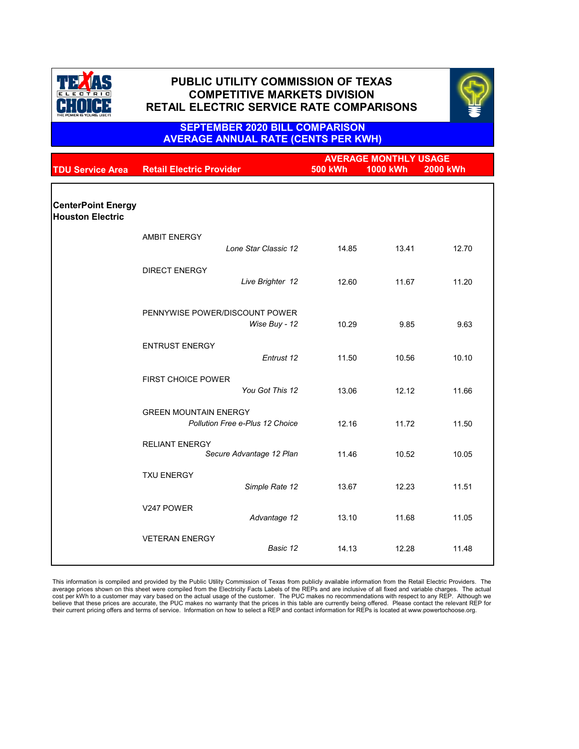# PUBLIC UTILITY COMMISSION OF TEXAS
## COMPETITIVE MARKETS DIVISION
## RETAIL ELECTRIC SERVICE RATE COMPARISONS

### SEPTEMBER 2020 BILL COMPARISON
### AVERAGE ANNUAL RATE (CENTS PER KWH)

| TDU Service Area | Retail Electric Provider | AVERAGE MONTHLY USAGE 500 kWh | 1000 kWh | 2000 kWh |
|---|---|---|---|---|
| **CenterPoint Energy Houston Electric** | | | | |
| | AMBIT ENERGY | | | |
| | *Lone Star Classic 12* | 14.85 | 13.41 | 12.70 |
| | DIRECT ENERGY | | | |
| | *Live Brighter 12* | 12.60 | 11.67 | 11.20 |
| | PENNYWISE POWER/DISCOUNT POWER | | | |
| | *Wise Buy - 12* | 10.29 | 9.85 | 9.63 |
| | ENTRUST ENERGY | | | |
| | *Entrust 12* | 11.50 | 10.56 | 10.10 |
| | FIRST CHOICE POWER | | | |
| | *You Got This 12* | 13.06 | 12.12 | 11.66 |
| | GREEN MOUNTAIN ENERGY | | | |
| | *Pollution Free e-Plus 12 Choice* | 12.16 | 11.72 | 11.50 |
| | RELIANT ENERGY | | | |
| | *Secure Advantage 12 Plan* | 11.46 | 10.52 | 10.05 |
| | TXU ENERGY | | | |
| | *Simple Rate 12* | 13.67 | 12.23 | 11.51 |
| | V247 POWER | | | |
| | *Advantage 12* | 13.10 | 11.68 | 11.05 |
| | VETERAN ENERGY | | | |
| | *Basic 12* | 14.13 | 12.28 | 11.48 |

This information is compiled and provided by the Public Utility Commission of Texas from publicly available information from the Retail Electric Providers. The average prices shown on this sheet were compiled from the Electricity Facts Labels of the REPs and are inclusive of all fixed and variable charges. The actual cost per kWh to a customer may vary based on the actual usage of the customer. The PUC makes no recommendations with respect to any REP. Although we believe that these prices are accurate, the PUC makes no warranty that the prices in this table are currently being offered. Please contact the relevant REP for their current pricing offers and terms of service. Information on how to select a REP and contact information for REPs is located at www.powertochoose.org.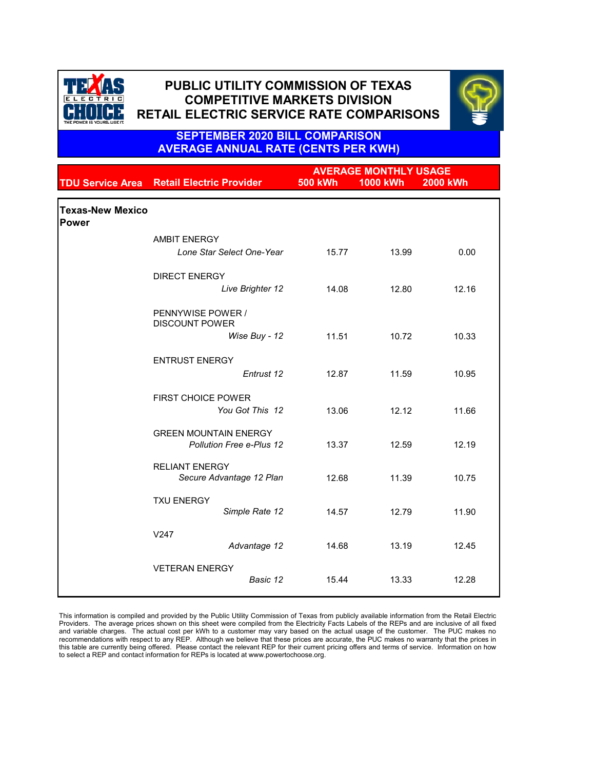# PUBLIC UTILITY COMMISSION OF TEXAS
# COMPETITIVE MARKETS DIVISION
# RETAIL ELECTRIC SERVICE RATE COMPARISONS

## SEPTEMBER 2020 BILL COMPARISON
## AVERAGE ANNUAL RATE (CENTS PER KWH)

| TDU Service Area | Retail Electric Provider | AVERAGE MONTHLY USAGE 500 kWh | 1000 kWh | 2000 kWh |
|---|---|---|---|---|
| **Texas-New Mexico Power** | | | | |
| | AMBIT ENERGY | | | |
| | *Lone Star Select One-Year* | 15.77 | 13.99 | 0.00 |
| | DIRECT ENERGY | | | |
| | *Live Brighter 12* | 14.08 | 12.80 | 12.16 |
| | PENNYWISE POWER / DISCOUNT POWER | | | |
| | *Wise Buy - 12* | 11.51 | 10.72 | 10.33 |
| | ENTRUST ENERGY | | | |
| | *Entrust 12* | 12.87 | 11.59 | 10.95 |
| | FIRST CHOICE POWER | | | |
| | *You Got This 12* | 13.06 | 12.12 | 11.66 |
| | GREEN MOUNTAIN ENERGY | | | |
| | *Pollution Free e-Plus 12* | 13.37 | 12.59 | 12.19 |
| | RELIANT ENERGY | | | |
| | *Secure Advantage 12 Plan* | 12.68 | 11.39 | 10.75 |
| | TXU ENERGY | | | |
| | *Simple Rate 12* | 14.57 | 12.79 | 11.90 |
| | V247 | | | |
| | *Advantage 12* | 14.68 | 13.19 | 12.45 |
| | VETERAN ENERGY | | | |
| | *Basic 12* | 15.44 | 13.33 | 12.28 |

This information is compiled and provided by the Public Utility Commission of Texas from publicly available information from the Retail Electric Providers. The average prices shown on this sheet were compiled from the Electricity Facts Labels of the REPs and are inclusive of all fixed and variable charges. The actual cost per kWh to a customer may vary based on the actual usage of the customer. The PUC makes no recommendations with respect to any REP. Although we believe that these prices are accurate, the PUC makes no warranty that the prices in this table are currently being offered. Please contact the relevant REP for their current pricing offers and terms of service. Information on how to select a REP and contact information for REPs is located at www.powertochoose.org.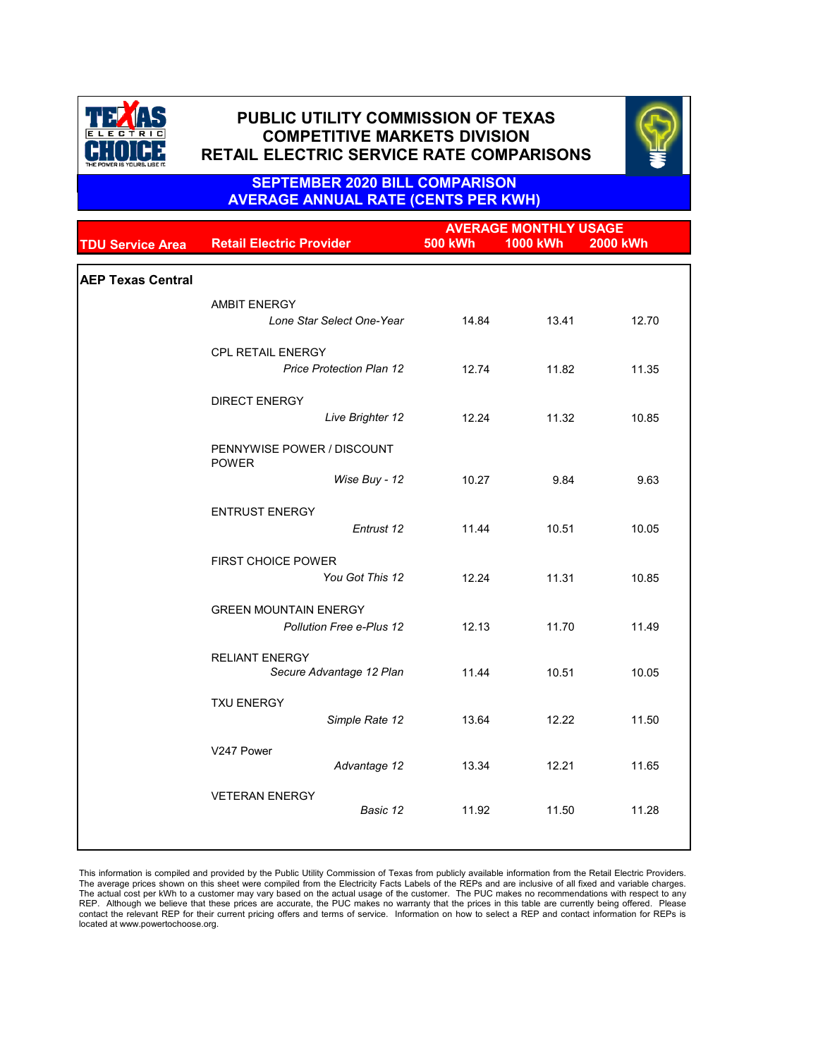# PUBLIC UTILITY COMMISSION OF TEXAS
## COMPETITIVE MARKETS DIVISION
## RETAIL ELECTRIC SERVICE RATE COMPARISONS

### SEPTEMBER 2020 BILL COMPARISON
### AVERAGE ANNUAL RATE (CENTS PER KWH)

| TDU Service Area | Retail Electric Provider | AVERAGE MONTHLY USAGE 500 kWh | 1000 kWh | 2000 kWh |
|---|---|---|---|---|
| **AEP Texas Central** | | | | |
| | AMBIT ENERGY | | | |
| | *Lone Star Select One-Year* | 14.84 | 13.41 | 12.70 |
| | CPL RETAIL ENERGY | | | |
| | *Price Protection Plan 12* | 12.74 | 11.82 | 11.35 |
| | DIRECT ENERGY | | | |
| | *Live Brighter 12* | 12.24 | 11.32 | 10.85 |
| | PENNYWISE POWER / DISCOUNT POWER | | | |
| | *Wise Buy - 12* | 10.27 | 9.84 | 9.63 |
| | ENTRUST ENERGY | | | |
| | *Entrust 12* | 11.44 | 10.51 | 10.05 |
| | FIRST CHOICE POWER | | | |
| | *You Got This 12* | 12.24 | 11.31 | 10.85 |
| | GREEN MOUNTAIN ENERGY | | | |
| | *Pollution Free e-Plus 12* | 12.13 | 11.70 | 11.49 |
| | RELIANT ENERGY | | | |
| | *Secure Advantage 12 Plan* | 11.44 | 10.51 | 10.05 |
| | TXU ENERGY | | | |
| | *Simple Rate 12* | 13.64 | 12.22 | 11.50 |
| | V247 Power | | | |
| | *Advantage 12* | 13.34 | 12.21 | 11.65 |
| | VETERAN ENERGY | | | |
| | *Basic 12* | 11.92 | 11.50 | 11.28 |

This information is compiled and provided by the Public Utility Commission of Texas from publicly available information from the Retail Electric Providers. The average prices shown on this sheet were compiled from the Electricity Facts Labels of the REPs and are inclusive of all fixed and variable charges. The actual cost per kWh to a customer may vary based on the actual usage of the customer. The PUC makes no recommendations with respect to any REP. Although we believe that these prices are accurate, the PUC makes no warranty that the prices in this table are currently being offered. Please contact the relevant REP for their current pricing offers and terms of service. Information on how to select a REP and contact information for REPs is located at www.powertochoose.org.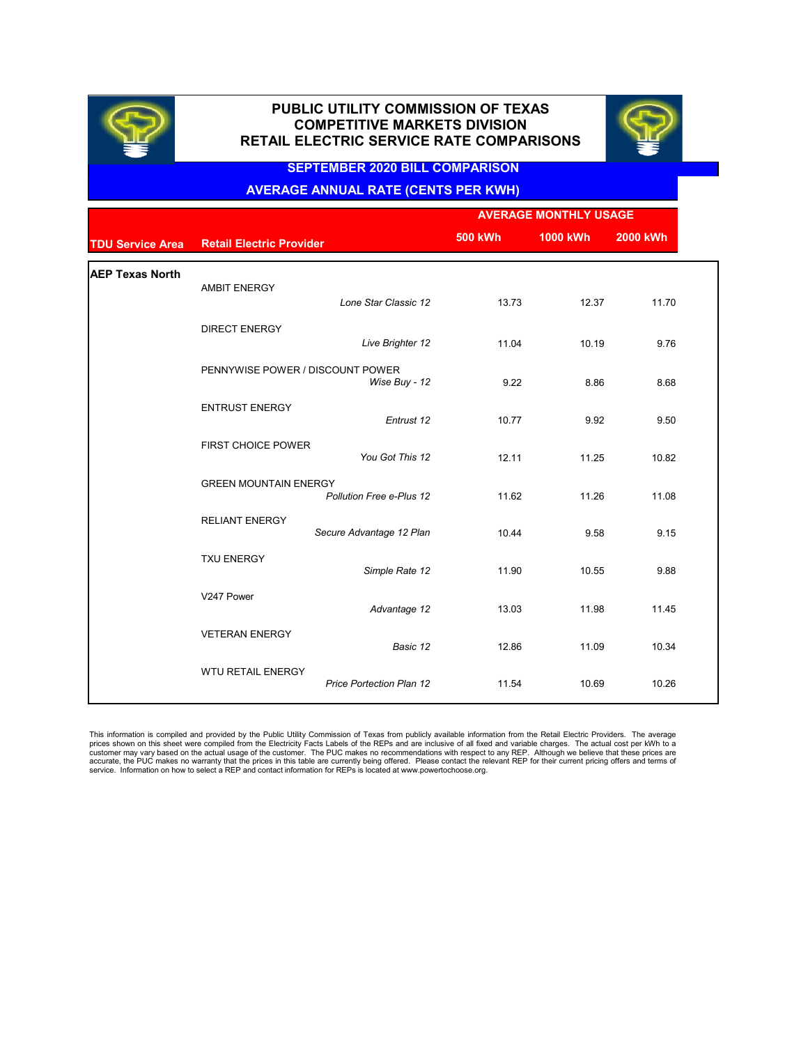# PUBLIC UTILITY COMMISSION OF TEXAS
# COMPETITIVE MARKETS DIVISION
# RETAIL ELECTRIC SERVICE RATE COMPARISONS

## SEPTEMBER 2020 BILL COMPARISON

## AVERAGE ANNUAL RATE (CENTS PER KWH)

| TDU Service Area | Retail Electric Provider | | AVERAGE MONTHLY USAGE | | |
|---|---|---|---|---|---|
| | | | 500 kWh | 1000 kWh | 2000 kWh |
| **AEP Texas North** | AMBIT ENERGY | *Lone Star Classic 12* | 13.73 | 12.37 | 11.70 |
| | DIRECT ENERGY | *Live Brighter 12* | 11.04 | 10.19 | 9.76 |
| | PENNYWISE POWER / DISCOUNT POWER | *Wise Buy - 12* | 9.22 | 8.86 | 8.68 |
| | ENTRUST ENERGY | *Entrust 12* | 10.77 | 9.92 | 9.50 |
| | FIRST CHOICE POWER | *You Got This 12* | 12.11 | 11.25 | 10.82 |
| | GREEN MOUNTAIN ENERGY | *Pollution Free e-Plus 12* | 11.62 | 11.26 | 11.08 |
| | RELIANT ENERGY | *Secure Advantage 12 Plan* | 10.44 | 9.58 | 9.15 |
| | TXU ENERGY | *Simple Rate 12* | 11.90 | 10.55 | 9.88 |
| | V247 Power | *Advantage 12* | 13.03 | 11.98 | 11.45 |
| | VETERAN ENERGY | *Basic 12* | 12.86 | 11.09 | 10.34 |
| | WTU RETAIL ENERGY | *Price Portection Plan 12* | 11.54 | 10.69 | 10.26 |

This information is compiled and provided by the Public Utility Commission of Texas from publicly available information from the Retail Electric Providers. The average prices shown on this sheet were compiled from the Electricity Facts Labels of the REPs and are inclusive of all fixed and variable charges. The actual cost per kWh to a customer may vary based on the actual usage of the customer. The PUC makes no recommendations with respect to any REP. Although we believe that these prices are accurate, the PUC makes no warranty that the prices in this table are currently being offered. Please contact the relevant REP for their current pricing offers and terms of service. Information on how to select a REP and contact information for REPs is located at www.powertochoose.org.